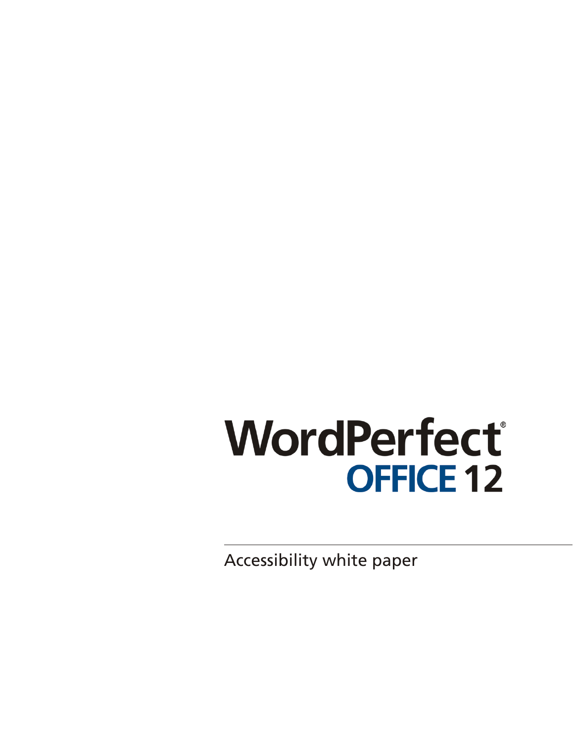# WordPerfect® OFFICE 12

Accessibility white paper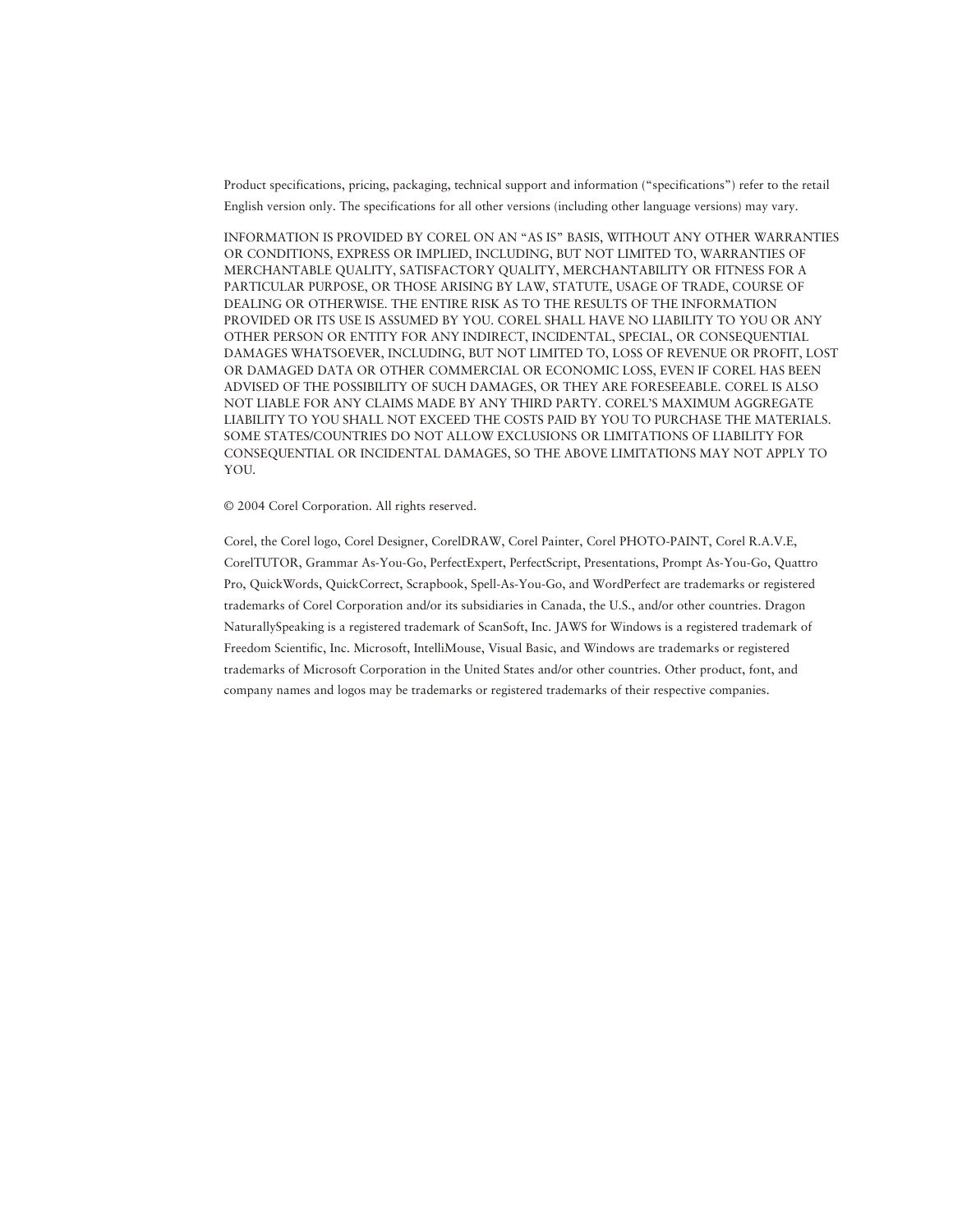Product specifications, pricing, packaging, technical support and information ("specifications") refer to the retail English version only. The specifications for all other versions (including other language versions) may vary.

INFORMATION IS PROVIDED BY COREL ON AN "AS IS" BASIS, WITHOUT ANY OTHER WARRANTIES OR CONDITIONS, EXPRESS OR IMPLIED, INCLUDING, BUT NOT LIMITED TO, WARRANTIES OF MERCHANTABLE QUALITY, SATISFACTORY QUALITY, MERCHANTABILITY OR FITNESS FOR A PARTICULAR PURPOSE, OR THOSE ARISING BY LAW, STATUTE, USAGE OF TRADE, COURSE OF DEALING OR OTHERWISE. THE ENTIRE RISK AS TO THE RESULTS OF THE INFORMATION PROVIDED OR ITS USE IS ASSUMED BY YOU. COREL SHALL HAVE NO LIABILITY TO YOU OR ANY OTHER PERSON OR ENTITY FOR ANY INDIRECT, INCIDENTAL, SPECIAL, OR CONSEQUENTIAL DAMAGES WHATSOEVER, INCLUDING, BUT NOT LIMITED TO, LOSS OF REVENUE OR PROFIT, LOST OR DAMAGED DATA OR OTHER COMMERCIAL OR ECONOMIC LOSS, EVEN IF COREL HAS BEEN ADVISED OF THE POSSIBILITY OF SUCH DAMAGES, OR THEY ARE FORESEEABLE. COREL IS ALSO NOT LIABLE FOR ANY CLAIMS MADE BY ANY THIRD PARTY. COREL'S MAXIMUM AGGREGATE LIABILITY TO YOU SHALL NOT EXCEED THE COSTS PAID BY YOU TO PURCHASE THE MATERIALS. SOME STATES/COUNTRIES DO NOT ALLOW EXCLUSIONS OR LIMITATIONS OF LIABILITY FOR CONSEQUENTIAL OR INCIDENTAL DAMAGES, SO THE ABOVE LIMITATIONS MAY NOT APPLY TO YOU.

© 2004 Corel Corporation. All rights reserved.

Corel, the Corel logo, Corel Designer, CorelDRAW, Corel Painter, Corel PHOTO-PAINT, Corel R.A.V.E, CorelTUTOR, Grammar As-You-Go, PerfectExpert, PerfectScript, Presentations, Prompt As-You-Go, Quattro Pro, QuickWords, QuickCorrect, Scrapbook, Spell-As-You-Go, and WordPerfect are trademarks or registered trademarks of Corel Corporation and/or its subsidiaries in Canada, the U.S., and/or other countries. Dragon NaturallySpeaking is a registered trademark of ScanSoft, Inc. JAWS for Windows is a registered trademark of Freedom Scientific, Inc. Microsoft, IntelliMouse, Visual Basic, and Windows are trademarks or registered trademarks of Microsoft Corporation in the United States and/or other countries. Other product, font, and company names and logos may be trademarks or registered trademarks of their respective companies.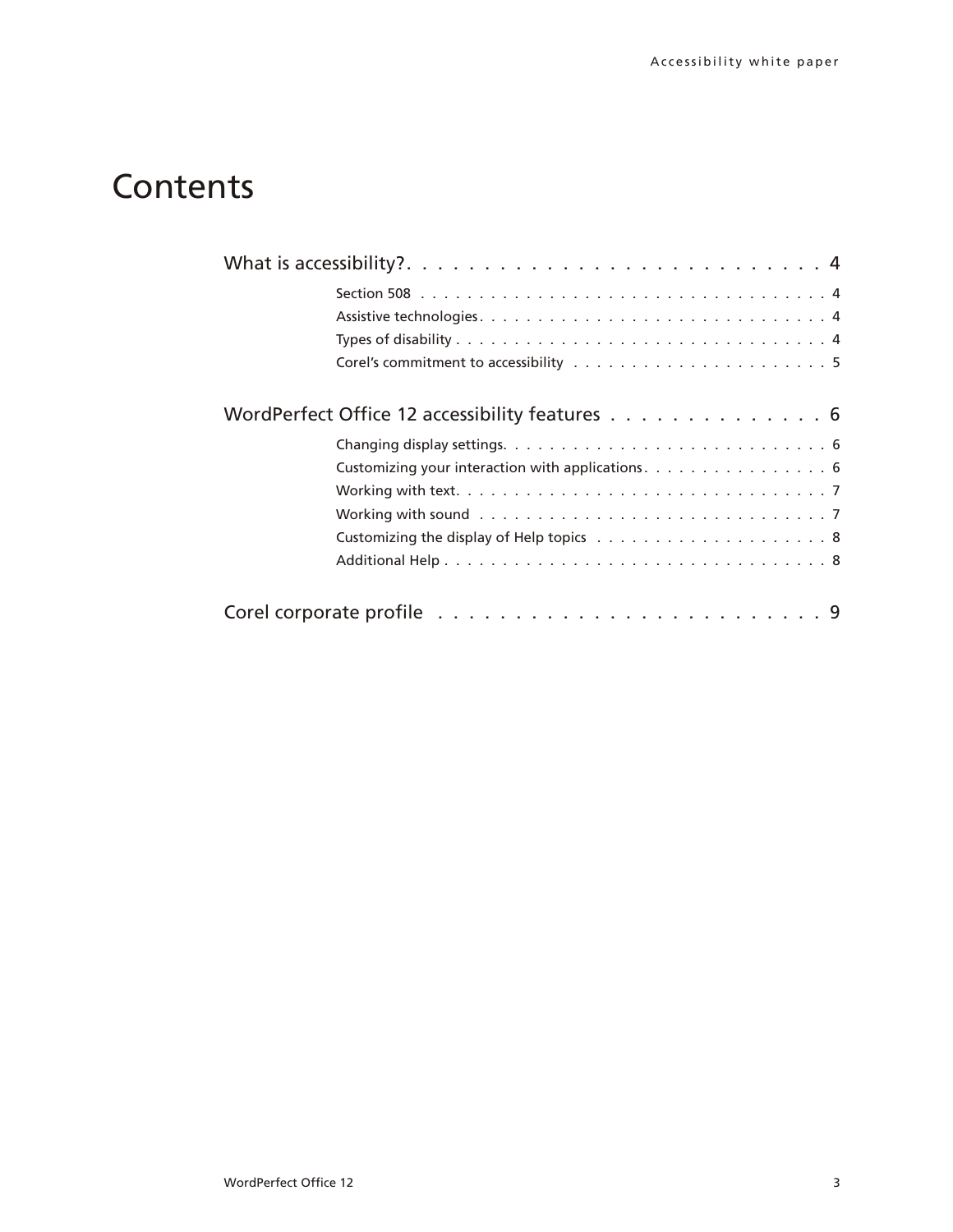# Contents

What is accessibility? . . . . . . . . . . . . . . . . . . . . . . . . . . 4

- Section 508 . . . . . . . . . . . . . . . . . . . . . . . . . . . . . . . . . . . 4
- Assistive technologies . . . . . . . . . . . . . . . . . . . . . . . . . . . . 4
- Types of disability . . . . . . . . . . . . . . . . . . . . . . . . . . . . . . . 4
- Corel's commitment to accessibility . . . . . . . . . . . . . . . . . . . . . . 5

WordPerfect Office 12 accessibility features . . . . . . . . . . . . . . 6

- Changing display settings . . . . . . . . . . . . . . . . . . . . . . . . . . . 6
- Customizing your interaction with applications . . . . . . . . . . . . . . . . 6
- Working with text . . . . . . . . . . . . . . . . . . . . . . . . . . . . . . . 7
- Working with sound . . . . . . . . . . . . . . . . . . . . . . . . . . . . . . 7
- Customizing the display of Help topics . . . . . . . . . . . . . . . . . . . . 8
- Additional Help . . . . . . . . . . . . . . . . . . . . . . . . . . . . . . . . 8

Corel corporate profile . . . . . . . . . . . . . . . . . . . . . . . . . 9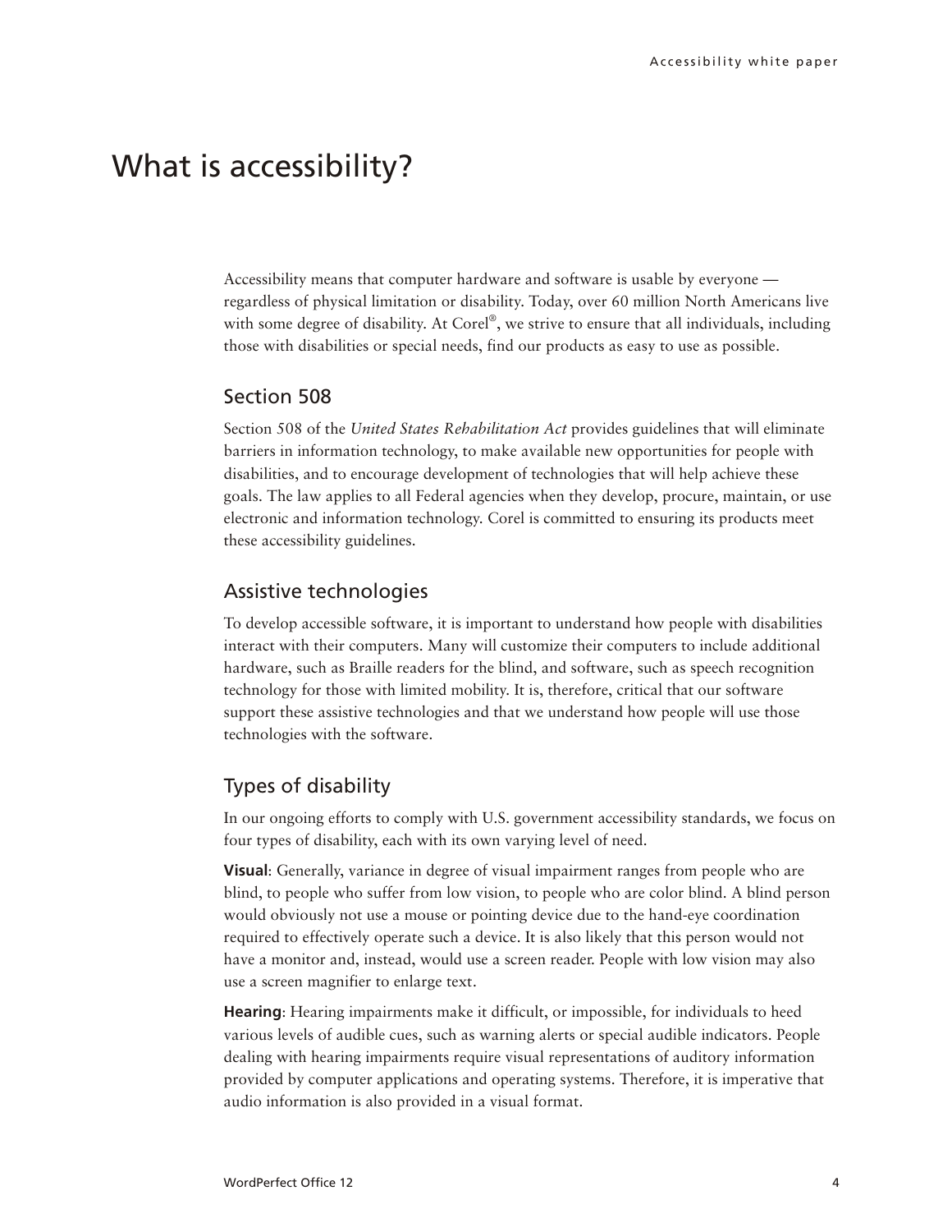# What is accessibility?

Accessibility means that computer hardware and software is usable by everyone — regardless of physical limitation or disability. Today, over 60 million North Americans live with some degree of disability. At Corel®, we strive to ensure that all individuals, including those with disabilities or special needs, find our products as easy to use as possible.

## Section 508

Section 508 of the *United States Rehabilitation Act* provides guidelines that will eliminate barriers in information technology, to make available new opportunities for people with disabilities, and to encourage development of technologies that will help achieve these goals. The law applies to all Federal agencies when they develop, procure, maintain, or use electronic and information technology. Corel is committed to ensuring its products meet these accessibility guidelines.

## Assistive technologies

To develop accessible software, it is important to understand how people with disabilities interact with their computers. Many will customize their computers to include additional hardware, such as Braille readers for the blind, and software, such as speech recognition technology for those with limited mobility. It is, therefore, critical that our software support these assistive technologies and that we understand how people will use those technologies with the software.

## Types of disability

In our ongoing efforts to comply with U.S. government accessibility standards, we focus on four types of disability, each with its own varying level of need.

**Visual**: Generally, variance in degree of visual impairment ranges from people who are blind, to people who suffer from low vision, to people who are color blind. A blind person would obviously not use a mouse or pointing device due to the hand-eye coordination required to effectively operate such a device. It is also likely that this person would not have a monitor and, instead, would use a screen reader. People with low vision may also use a screen magnifier to enlarge text.

**Hearing**: Hearing impairments make it difficult, or impossible, for individuals to heed various levels of audible cues, such as warning alerts or special audible indicators. People dealing with hearing impairments require visual representations of auditory information provided by computer applications and operating systems. Therefore, it is imperative that audio information is also provided in a visual format.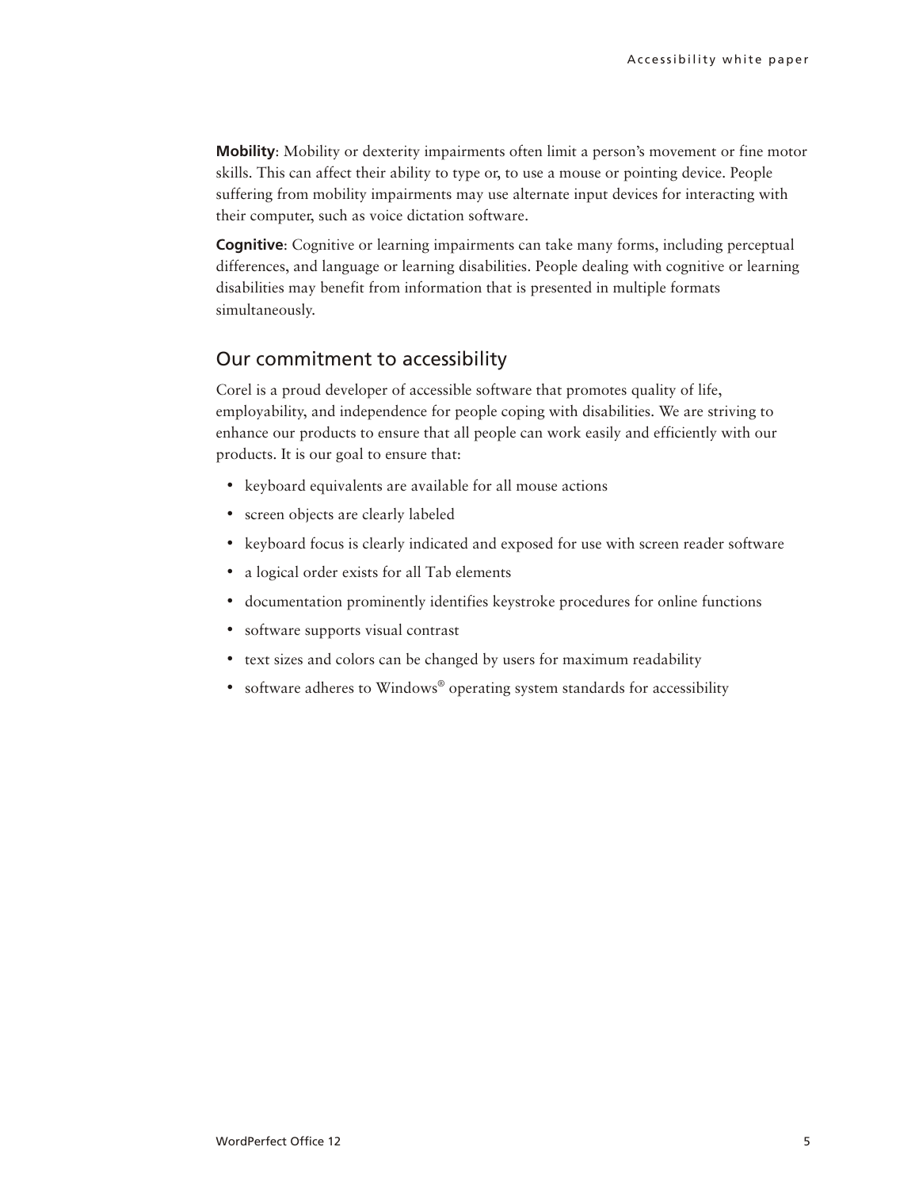**Mobility**: Mobility or dexterity impairments often limit a person's movement or fine motor skills. This can affect their ability to type or, to use a mouse or pointing device. People suffering from mobility impairments may use alternate input devices for interacting with their computer, such as voice dictation software.

**Cognitive**: Cognitive or learning impairments can take many forms, including perceptual differences, and language or learning disabilities. People dealing with cognitive or learning disabilities may benefit from information that is presented in multiple formats simultaneously.

## Our commitment to accessibility

Corel is a proud developer of accessible software that promotes quality of life, employability, and independence for people coping with disabilities. We are striving to enhance our products to ensure that all people can work easily and efficiently with our products. It is our goal to ensure that:

- keyboard equivalents are available for all mouse actions
- screen objects are clearly labeled
- keyboard focus is clearly indicated and exposed for use with screen reader software
- a logical order exists for all Tab elements
- documentation prominently identifies keystroke procedures for online functions
- software supports visual contrast
- text sizes and colors can be changed by users for maximum readability
- software adheres to Windows® operating system standards for accessibility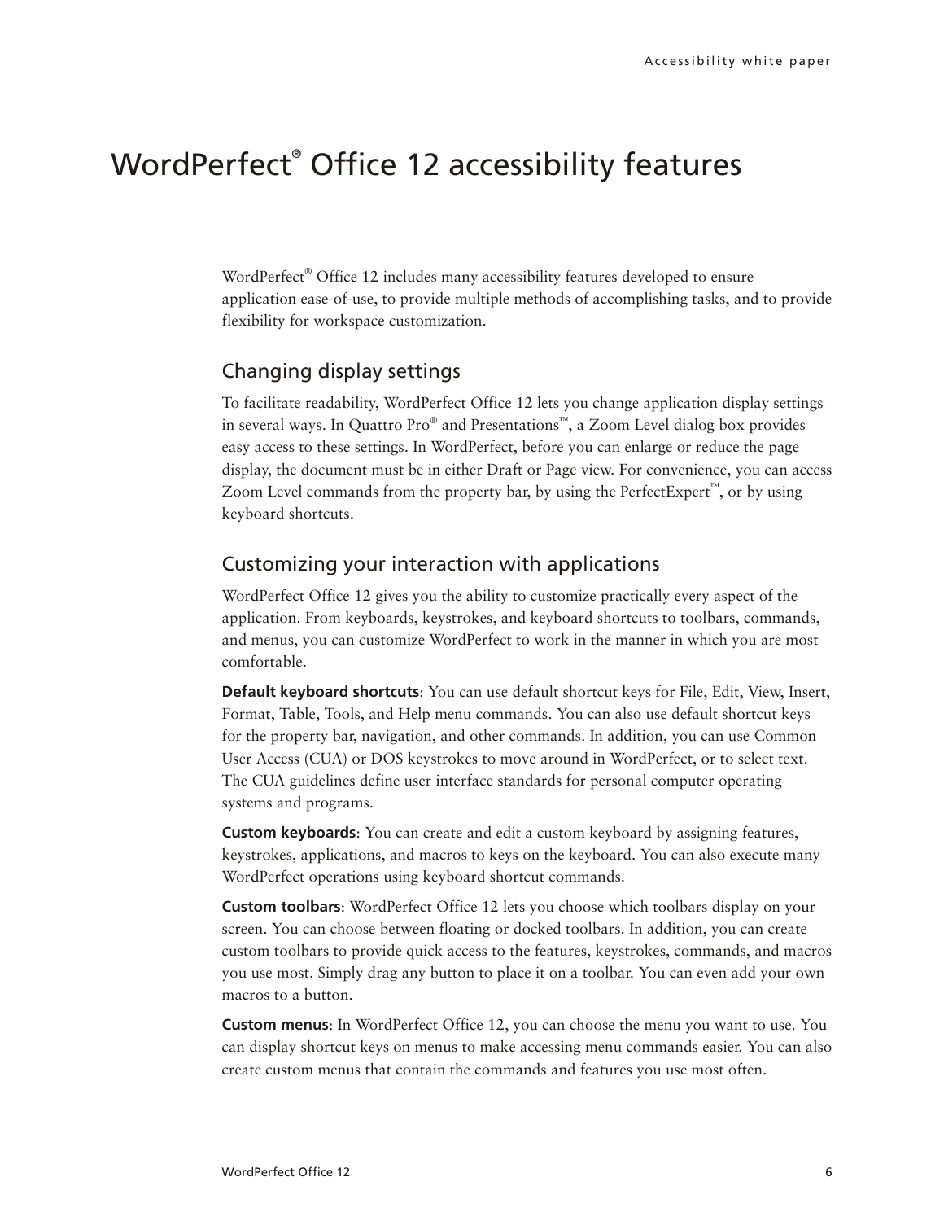# WordPerfect® Office 12 accessibility features

WordPerfect® Office 12 includes many accessibility features developed to ensure application ease-of-use, to provide multiple methods of accomplishing tasks, and to provide flexibility for workspace customization.

## Changing display settings

To facilitate readability, WordPerfect Office 12 lets you change application display settings in several ways. In Quattro Pro® and Presentations™, a Zoom Level dialog box provides easy access to these settings. In WordPerfect, before you can enlarge or reduce the page display, the document must be in either Draft or Page view. For convenience, you can access Zoom Level commands from the property bar, by using the PerfectExpert™, or by using keyboard shortcuts.

## Customizing your interaction with applications

WordPerfect Office 12 gives you the ability to customize practically every aspect of the application. From keyboards, keystrokes, and keyboard shortcuts to toolbars, commands, and menus, you can customize WordPerfect to work in the manner in which you are most comfortable.

**Default keyboard shortcuts**: You can use default shortcut keys for File, Edit, View, Insert, Format, Table, Tools, and Help menu commands. You can also use default shortcut keys for the property bar, navigation, and other commands. In addition, you can use Common User Access (CUA) or DOS keystrokes to move around in WordPerfect, or to select text. The CUA guidelines define user interface standards for personal computer operating systems and programs.

**Custom keyboards**: You can create and edit a custom keyboard by assigning features, keystrokes, applications, and macros to keys on the keyboard. You can also execute many WordPerfect operations using keyboard shortcut commands.

**Custom toolbars**: WordPerfect Office 12 lets you choose which toolbars display on your screen. You can choose between floating or docked toolbars. In addition, you can create custom toolbars to provide quick access to the features, keystrokes, commands, and macros you use most. Simply drag any button to place it on a toolbar. You can even add your own macros to a button.

**Custom menus**: In WordPerfect Office 12, you can choose the menu you want to use. You can display shortcut keys on menus to make accessing menu commands easier. You can also create custom menus that contain the commands and features you use most often.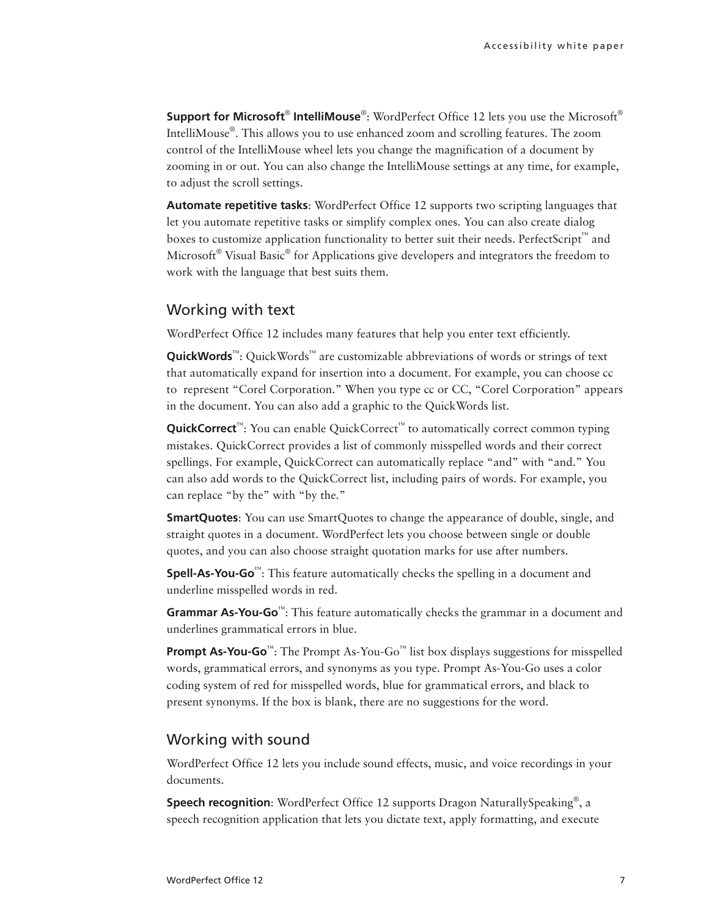**Support for Microsoft® IntelliMouse®**: WordPerfect Office 12 lets you use the Microsoft® IntelliMouse®. This allows you to use enhanced zoom and scrolling features. The zoom control of the IntelliMouse wheel lets you change the magnification of a document by zooming in or out. You can also change the IntelliMouse settings at any time, for example, to adjust the scroll settings.

**Automate repetitive tasks**: WordPerfect Office 12 supports two scripting languages that let you automate repetitive tasks or simplify complex ones. You can also create dialog boxes to customize application functionality to better suit their needs. PerfectScript™ and Microsoft® Visual Basic® for Applications give developers and integrators the freedom to work with the language that best suits them.

## Working with text

WordPerfect Office 12 includes many features that help you enter text efficiently.

**QuickWords™**: QuickWords™ are customizable abbreviations of words or strings of text that automatically expand for insertion into a document. For example, you can choose cc to represent "Corel Corporation." When you type cc or CC, "Corel Corporation" appears in the document. You can also add a graphic to the QuickWords list.

**QuickCorrect™**: You can enable QuickCorrect™ to automatically correct common typing mistakes. QuickCorrect provides a list of commonly misspelled words and their correct spellings. For example, QuickCorrect can automatically replace "and" with "and." You can also add words to the QuickCorrect list, including pairs of words. For example, you can replace "by the" with "by the."

**SmartQuotes**: You can use SmartQuotes to change the appearance of double, single, and straight quotes in a document. WordPerfect lets you choose between single or double quotes, and you can also choose straight quotation marks for use after numbers.

**Spell-As-You-Go™**: This feature automatically checks the spelling in a document and underline misspelled words in red.

**Grammar As-You-Go™**: This feature automatically checks the grammar in a document and underlines grammatical errors in blue.

**Prompt As-You-Go™**: The Prompt As-You-Go™ list box displays suggestions for misspelled words, grammatical errors, and synonyms as you type. Prompt As-You-Go uses a color coding system of red for misspelled words, blue for grammatical errors, and black to present synonyms. If the box is blank, there are no suggestions for the word.

## Working with sound

WordPerfect Office 12 lets you include sound effects, music, and voice recordings in your documents.

**Speech recognition**: WordPerfect Office 12 supports Dragon NaturallySpeaking®, a speech recognition application that lets you dictate text, apply formatting, and execute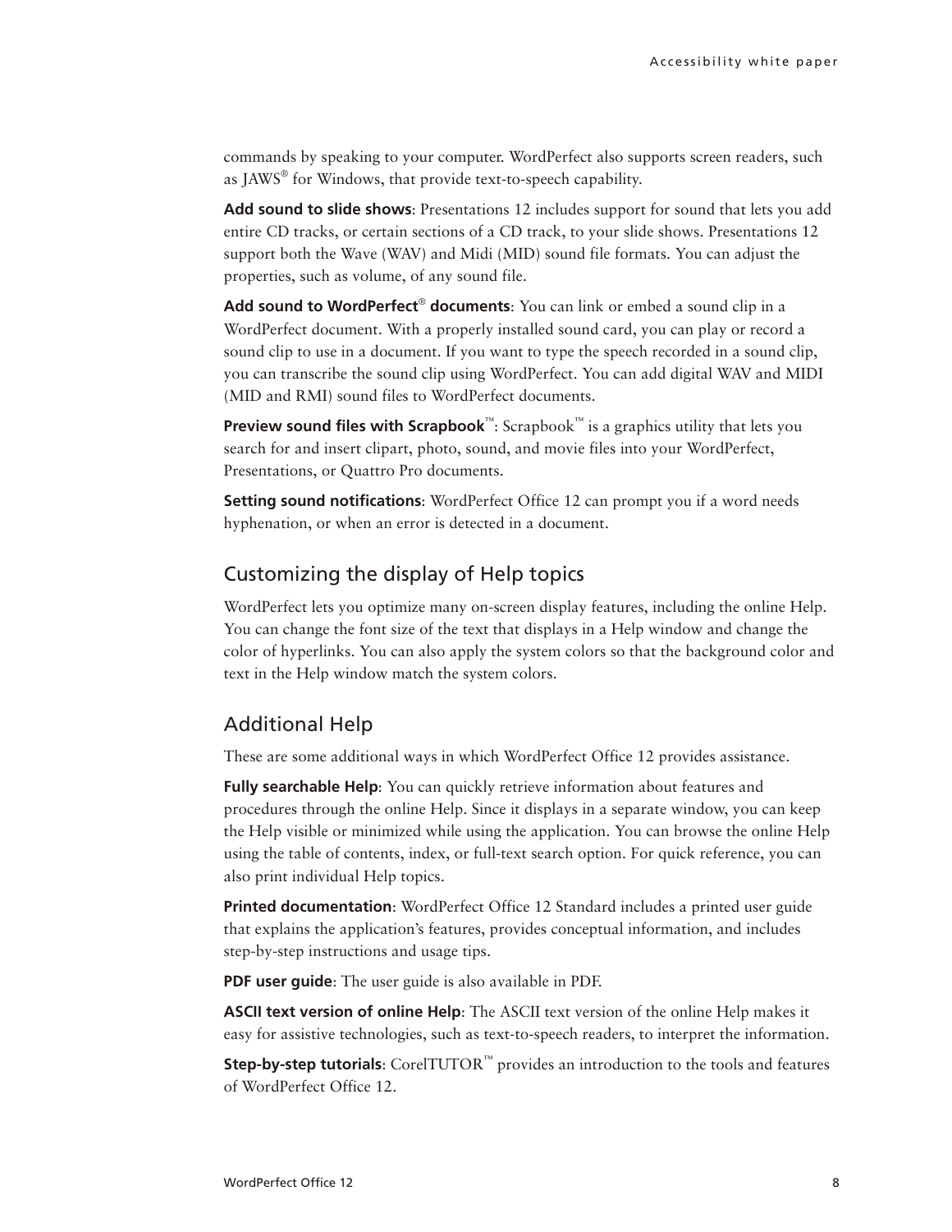commands by speaking to your computer. WordPerfect also supports screen readers, such as JAWS® for Windows, that provide text-to-speech capability.

**Add sound to slide shows**: Presentations 12 includes support for sound that lets you add entire CD tracks, or certain sections of a CD track, to your slide shows. Presentations 12 support both the Wave (WAV) and Midi (MID) sound file formats. You can adjust the properties, such as volume, of any sound file.

**Add sound to WordPerfect® documents**: You can link or embed a sound clip in a WordPerfect document. With a properly installed sound card, you can play or record a sound clip to use in a document. If you want to type the speech recorded in a sound clip, you can transcribe the sound clip using WordPerfect. You can add digital WAV and MIDI (MID and RMI) sound files to WordPerfect documents.

**Preview sound files with Scrapbook™**: Scrapbook™ is a graphics utility that lets you search for and insert clipart, photo, sound, and movie files into your WordPerfect, Presentations, or Quattro Pro documents.

**Setting sound notifications**: WordPerfect Office 12 can prompt you if a word needs hyphenation, or when an error is detected in a document.

## Customizing the display of Help topics

WordPerfect lets you optimize many on-screen display features, including the online Help. You can change the font size of the text that displays in a Help window and change the color of hyperlinks. You can also apply the system colors so that the background color and text in the Help window match the system colors.

## Additional Help

These are some additional ways in which WordPerfect Office 12 provides assistance.

**Fully searchable Help**: You can quickly retrieve information about features and procedures through the online Help. Since it displays in a separate window, you can keep the Help visible or minimized while using the application. You can browse the online Help using the table of contents, index, or full-text search option. For quick reference, you can also print individual Help topics.

**Printed documentation**: WordPerfect Office 12 Standard includes a printed user guide that explains the application's features, provides conceptual information, and includes step-by-step instructions and usage tips.

**PDF user guide**: The user guide is also available in PDF.

**ASCII text version of online Help**: The ASCII text version of the online Help makes it easy for assistive technologies, such as text-to-speech readers, to interpret the information.

**Step-by-step tutorials**: CorelTUTOR™ provides an introduction to the tools and features of WordPerfect Office 12.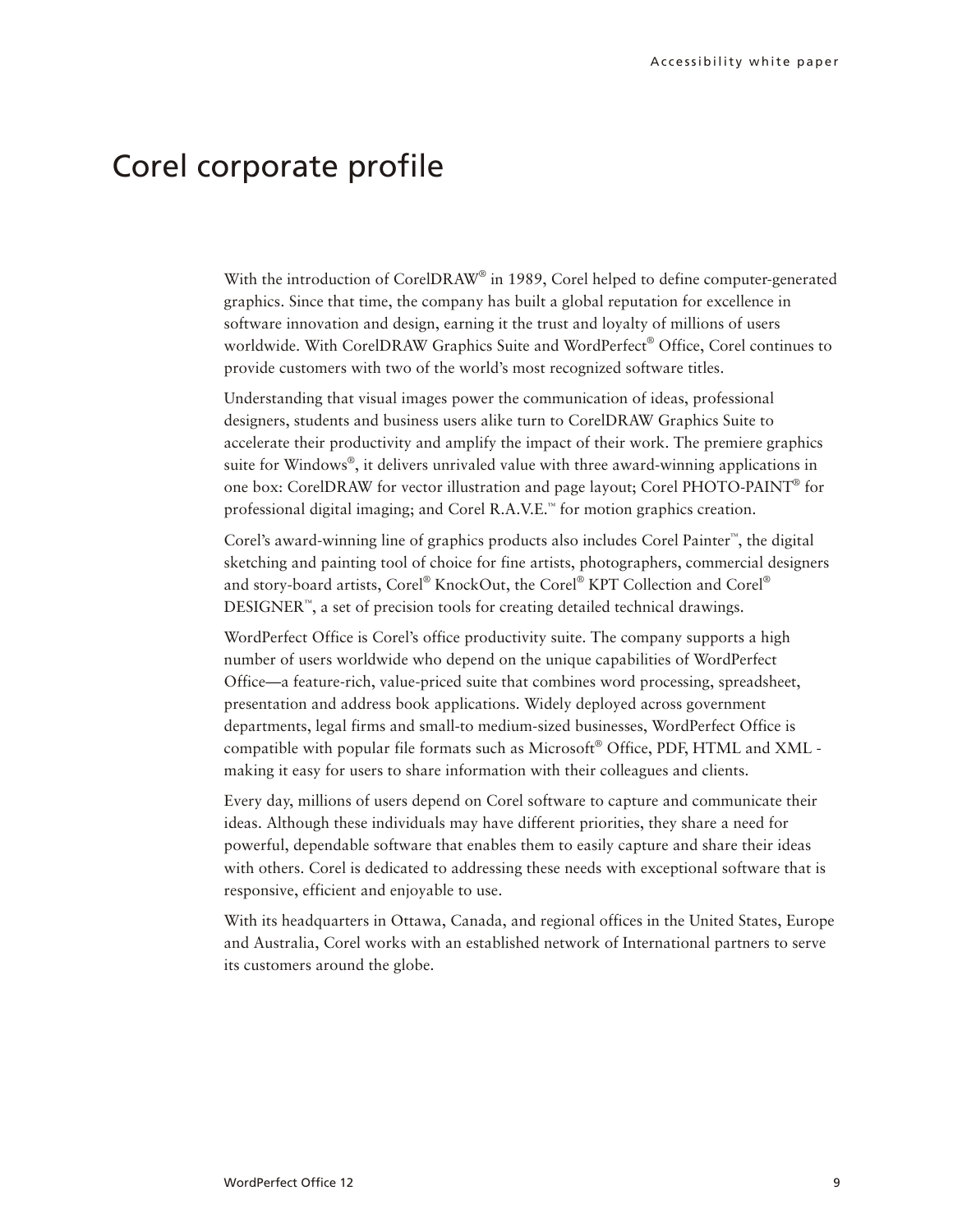# Corel corporate profile

With the introduction of CorelDRAW® in 1989, Corel helped to define computer-generated graphics. Since that time, the company has built a global reputation for excellence in software innovation and design, earning it the trust and loyalty of millions of users worldwide. With CorelDRAW Graphics Suite and WordPerfect® Office, Corel continues to provide customers with two of the world's most recognized software titles.

Understanding that visual images power the communication of ideas, professional designers, students and business users alike turn to CorelDRAW Graphics Suite to accelerate their productivity and amplify the impact of their work. The premiere graphics suite for Windows®, it delivers unrivaled value with three award-winning applications in one box: CorelDRAW for vector illustration and page layout; Corel PHOTO-PAINT® for professional digital imaging; and Corel R.A.V.E.™ for motion graphics creation.

Corel's award-winning line of graphics products also includes Corel Painter™, the digital sketching and painting tool of choice for fine artists, photographers, commercial designers and story-board artists, Corel® KnockOut, the Corel® KPT Collection and Corel® DESIGNER™, a set of precision tools for creating detailed technical drawings.

WordPerfect Office is Corel's office productivity suite. The company supports a high number of users worldwide who depend on the unique capabilities of WordPerfect Office—a feature-rich, value-priced suite that combines word processing, spreadsheet, presentation and address book applications. Widely deployed across government departments, legal firms and small-to medium-sized businesses, WordPerfect Office is compatible with popular file formats such as Microsoft® Office, PDF, HTML and XML - making it easy for users to share information with their colleagues and clients.

Every day, millions of users depend on Corel software to capture and communicate their ideas. Although these individuals may have different priorities, they share a need for powerful, dependable software that enables them to easily capture and share their ideas with others. Corel is dedicated to addressing these needs with exceptional software that is responsive, efficient and enjoyable to use.

With its headquarters in Ottawa, Canada, and regional offices in the United States, Europe and Australia, Corel works with an established network of International partners to serve its customers around the globe.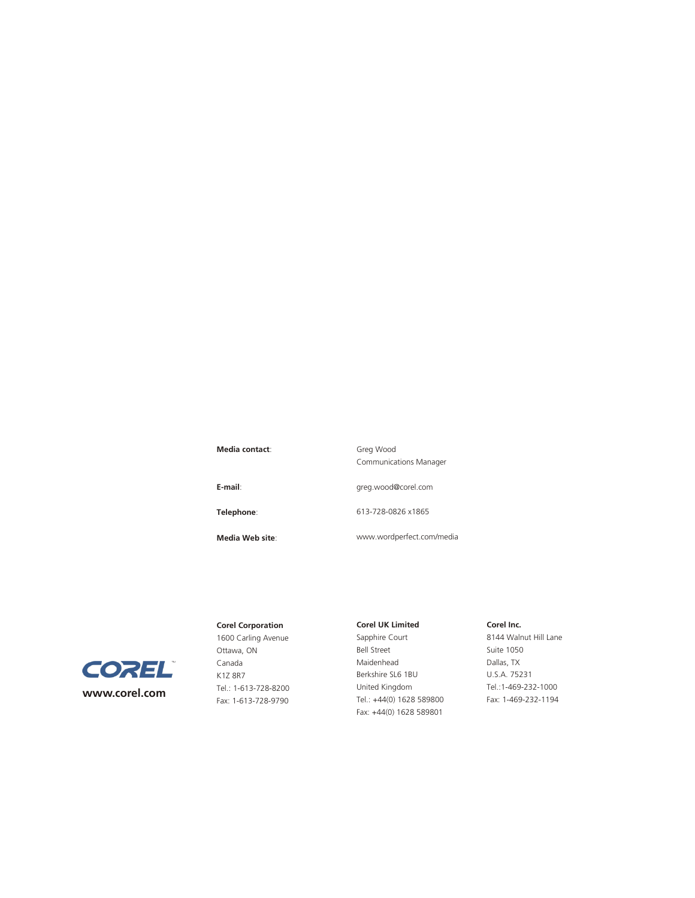| | |
|---|---|
| **Media contact**: | Greg Wood<br>Communications Manager |
| **E-mail**: | greg.wood@corel.com |
| **Telephone**: | 613-728-0826 x1865 |
| **Media Web site**: | www.wordperfect.com/media |

COREL™

**www.corel.com**

**Corel Corporation**
1600 Carling Avenue
Ottawa, ON
Canada
K1Z 8R7
Tel.: 1-613-728-8200
Fax: 1-613-728-9790

**Corel UK Limited**
Sapphire Court
Bell Street
Maidenhead
Berkshire SL6 1BU
United Kingdom
Tel.: +44(0) 1628 589800
Fax: +44(0) 1628 589801

**Corel Inc.**
8144 Walnut Hill Lane
Suite 1050
Dallas, TX
U.S.A. 75231
Tel.:1-469-232-1000
Fax: 1-469-232-1194